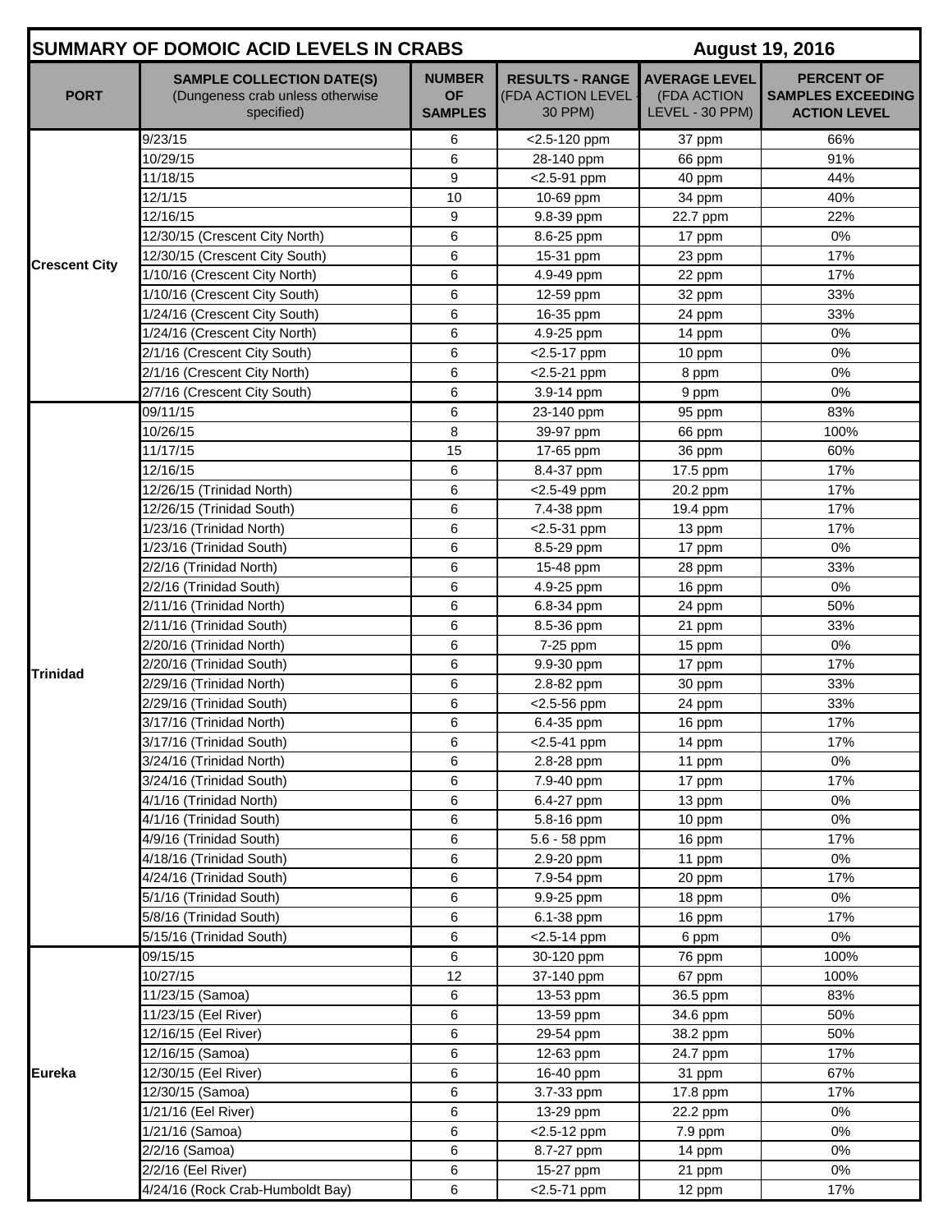## SUMMARY OF DOMOIC ACID LEVELS IN CRABS

August 19, 2016

| PORT | SAMPLE COLLECTION DATE(S) (Dungeness crab unless otherwise specified) | NUMBER OF SAMPLES | RESULTS - RANGE (FDA ACTION LEVEL - 30 PPM) | AVERAGE LEVEL (FDA ACTION LEVEL - 30 PPM) | PERCENT OF SAMPLES EXCEEDING ACTION LEVEL |
|---|---|---|---|---|---|
| Crescent City | 9/23/15 | 6 | <2.5-120 ppm | 37 ppm | 66% |
| | 10/29/15 | 6 | 28-140 ppm | 66 ppm | 91% |
| | 11/18/15 | 9 | <2.5-91 ppm | 40 ppm | 44% |
| | 12/1/15 | 10 | 10-69 ppm | 34 ppm | 40% |
| | 12/16/15 | 9 | 9.8-39 ppm | 22.7 ppm | 22% |
| | 12/30/15 (Crescent City North) | 6 | 8.6-25 ppm | 17 ppm | 0% |
| | 12/30/15 (Crescent City South) | 6 | 15-31 ppm | 23 ppm | 17% |
| | 1/10/16 (Crescent City North) | 6 | 4.9-49 ppm | 22 ppm | 17% |
| | 1/10/16 (Crescent City South) | 6 | 12-59 ppm | 32 ppm | 33% |
| | 1/24/16 (Crescent City South) | 6 | 16-35 ppm | 24 ppm | 33% |
| | 1/24/16 (Crescent City North) | 6 | 4.9-25 ppm | 14 ppm | 0% |
| | 2/1/16 (Crescent City South) | 6 | <2.5-17 ppm | 10 ppm | 0% |
| | 2/1/16 (Crescent City North) | 6 | <2.5-21 ppm | 8 ppm | 0% |
| | 2/7/16 (Crescent City South) | 6 | 3.9-14 ppm | 9 ppm | 0% |
| Trinidad | 09/11/15 | 6 | 23-140 ppm | 95 ppm | 83% |
| | 10/26/15 | 8 | 39-97 ppm | 66 ppm | 100% |
| | 11/17/15 | 15 | 17-65 ppm | 36 ppm | 60% |
| | 12/16/15 | 6 | 8.4-37 ppm | 17.5 ppm | 17% |
| | 12/26/15 (Trinidad North) | 6 | <2.5-49 ppm | 20.2 ppm | 17% |
| | 12/26/15 (Trinidad South) | 6 | 7.4-38 ppm | 19.4 ppm | 17% |
| | 1/23/16 (Trinidad North) | 6 | <2.5-31 ppm | 13 ppm | 17% |
| | 1/23/16 (Trinidad South) | 6 | 8.5-29 ppm | 17 ppm | 0% |
| | 2/2/16 (Trinidad North) | 6 | 15-48 ppm | 28 ppm | 33% |
| | 2/2/16 (Trinidad South) | 6 | 4.9-25 ppm | 16 ppm | 0% |
| | 2/11/16 (Trinidad North) | 6 | 6.8-34 ppm | 24 ppm | 50% |
| | 2/11/16 (Trinidad South) | 6 | 8.5-36 ppm | 21 ppm | 33% |
| | 2/20/16 (Trinidad North) | 6 | 7-25 ppm | 15 ppm | 0% |
| | 2/20/16 (Trinidad South) | 6 | 9.9-30 ppm | 17 ppm | 17% |
| | 2/29/16 (Trinidad North) | 6 | 2.8-82 ppm | 30 ppm | 33% |
| | 2/29/16 (Trinidad South) | 6 | <2.5-56 ppm | 24 ppm | 33% |
| | 3/17/16 (Trinidad North) | 6 | 6.4-35 ppm | 16 ppm | 17% |
| | 3/17/16 (Trinidad South) | 6 | <2.5-41 ppm | 14 ppm | 17% |
| | 3/24/16 (Trinidad North) | 6 | 2.8-28 ppm | 11 ppm | 0% |
| | 3/24/16 (Trinidad South) | 6 | 7.9-40 ppm | 17 ppm | 17% |
| | 4/1/16 (Trinidad North) | 6 | 6.4-27 ppm | 13 ppm | 0% |
| | 4/1/16 (Trinidad South) | 6 | 5.8-16 ppm | 10 ppm | 0% |
| | 4/9/16 (Trinidad South) | 6 | 5.6 - 58 ppm | 16 ppm | 17% |
| | 4/18/16 (Trinidad South) | 6 | 2.9-20 ppm | 11 ppm | 0% |
| | 4/24/16 (Trinidad South) | 6 | 7.9-54 ppm | 20 ppm | 17% |
| | 5/1/16 (Trinidad South) | 6 | 9.9-25 ppm | 18 ppm | 0% |
| | 5/8/16 (Trinidad South) | 6 | 6.1-38 ppm | 16 ppm | 17% |
| | 5/15/16 (Trinidad South) | 6 | <2.5-14 ppm | 6 ppm | 0% |
| Eureka | 09/15/15 | 6 | 30-120 ppm | 76 ppm | 100% |
| | 10/27/15 | 12 | 37-140 ppm | 67 ppm | 100% |
| | 11/23/15 (Samoa) | 6 | 13-53 ppm | 36.5 ppm | 83% |
| | 11/23/15 (Eel River) | 6 | 13-59 ppm | 34.6 ppm | 50% |
| | 12/16/15 (Eel River) | 6 | 29-54 ppm | 38.2 ppm | 50% |
| | 12/16/15 (Samoa) | 6 | 12-63 ppm | 24.7 ppm | 17% |
| | 12/30/15 (Eel River) | 6 | 16-40 ppm | 31 ppm | 67% |
| | 12/30/15 (Samoa) | 6 | 3.7-33 ppm | 17.8 ppm | 17% |
| | 1/21/16 (Eel River) | 6 | 13-29 ppm | 22.2 ppm | 0% |
| | 1/21/16 (Samoa) | 6 | <2.5-12 ppm | 7.9 ppm | 0% |
| | 2/2/16 (Samoa) | 6 | 8.7-27 ppm | 14 ppm | 0% |
| | 2/2/16 (Eel River) | 6 | 15-27 ppm | 21 ppm | 0% |
| | 4/24/16 (Rock Crab-Humboldt Bay) | 6 | <2.5-71 ppm | 12 ppm | 17% |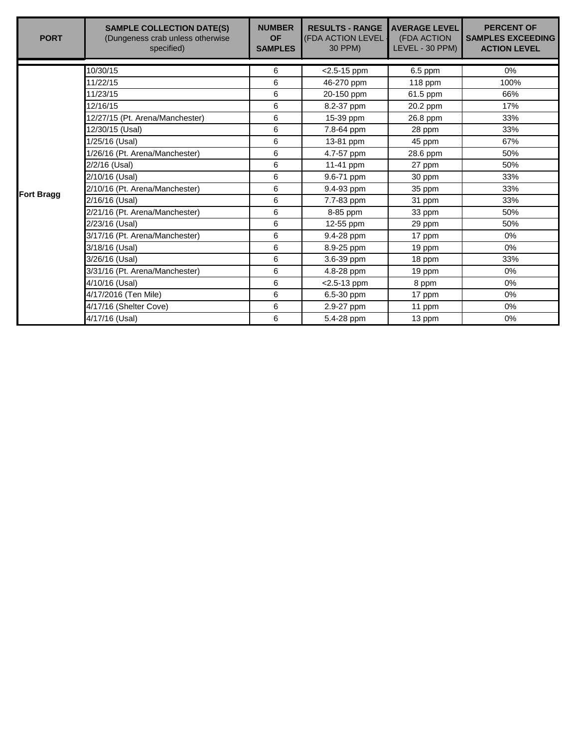| PORT | SAMPLE COLLECTION DATE(S) (Dungeness crab unless otherwise specified) | NUMBER OF SAMPLES | RESULTS - RANGE (FDA ACTION LEVEL - 30 PPM) | AVERAGE LEVEL (FDA ACTION LEVEL - 30 PPM) | PERCENT OF SAMPLES EXCEEDING ACTION LEVEL |
|---|---|---|---|---|---|
| Fort Bragg | 10/30/15 | 6 | <2.5-15 ppm | 6.5 ppm | 0% |
| | 11/22/15 | 6 | 46-270 ppm | 118 ppm | 100% |
| | 11/23/15 | 6 | 20-150 ppm | 61.5 ppm | 66% |
| | 12/16/15 | 6 | 8.2-37 ppm | 20.2 ppm | 17% |
| | 12/27/15 (Pt. Arena/Manchester) | 6 | 15-39 ppm | 26.8 ppm | 33% |
| | 12/30/15 (Usal) | 6 | 7.8-64 ppm | 28 ppm | 33% |
| | 1/25/16 (Usal) | 6 | 13-81 ppm | 45 ppm | 67% |
| | 1/26/16 (Pt. Arena/Manchester) | 6 | 4.7-57 ppm | 28.6 ppm | 50% |
| | 2/2/16 (Usal) | 6 | 11-41 ppm | 27 ppm | 50% |
| | 2/10/16 (Usal) | 6 | 9.6-71 ppm | 30 ppm | 33% |
| | 2/10/16 (Pt. Arena/Manchester) | 6 | 9.4-93 ppm | 35 ppm | 33% |
| | 2/16/16 (Usal) | 6 | 7.7-83 ppm | 31 ppm | 33% |
| | 2/21/16 (Pt. Arena/Manchester) | 6 | 8-85 ppm | 33 ppm | 50% |
| | 2/23/16 (Usal) | 6 | 12-55 ppm | 29 ppm | 50% |
| | 3/17/16 (Pt. Arena/Manchester) | 6 | 9.4-28 ppm | 17 ppm | 0% |
| | 3/18/16 (Usal) | 6 | 8.9-25 ppm | 19 ppm | 0% |
| | 3/26/16 (Usal) | 6 | 3.6-39 ppm | 18 ppm | 33% |
| | 3/31/16 (Pt. Arena/Manchester) | 6 | 4.8-28 ppm | 19 ppm | 0% |
| | 4/10/16 (Usal) | 6 | <2.5-13 ppm | 8 ppm | 0% |
| | 4/17/2016 (Ten Mile) | 6 | 6.5-30 ppm | 17 ppm | 0% |
| | 4/17/16 (Shelter Cove) | 6 | 2.9-27 ppm | 11 ppm | 0% |
| | 4/17/16 (Usal) | 6 | 5.4-28 ppm | 13 ppm | 0% |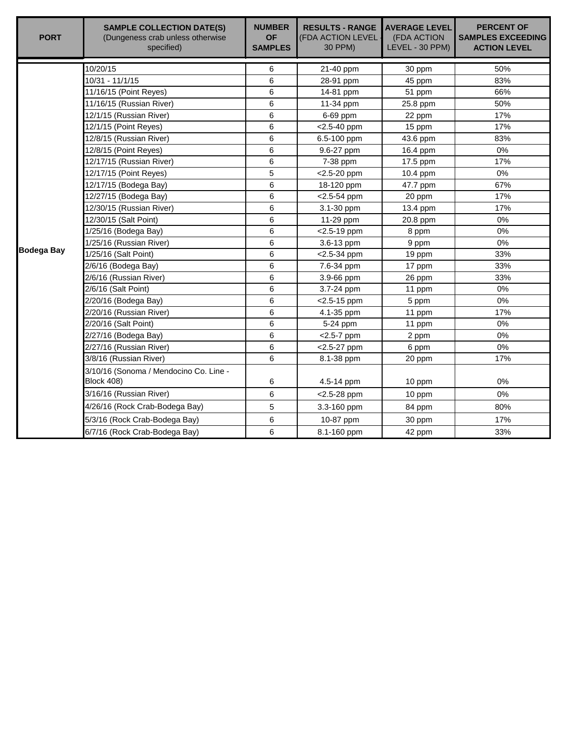| PORT | SAMPLE COLLECTION DATE(S) (Dungeness crab unless otherwise specified) | NUMBER OF SAMPLES | RESULTS - RANGE (FDA ACTION LEVEL - 30 PPM) | AVERAGE LEVEL (FDA ACTION LEVEL - 30 PPM) | PERCENT OF SAMPLES EXCEEDING ACTION LEVEL |
|---|---|---|---|---|---|
| Bodega Bay | 10/20/15 | 6 | 21-40 ppm | 30 ppm | 50% |
| | 10/31 - 11/1/15 | 6 | 28-91 ppm | 45 ppm | 83% |
| | 11/16/15 (Point Reyes) | 6 | 14-81 ppm | 51 ppm | 66% |
| | 11/16/15 (Russian River) | 6 | 11-34 ppm | 25.8 ppm | 50% |
| | 12/1/15 (Russian River) | 6 | 6-69 ppm | 22 ppm | 17% |
| | 12/1/15 (Point Reyes) | 6 | <2.5-40 ppm | 15 ppm | 17% |
| | 12/8/15 (Russian River) | 6 | 6.5-100 ppm | 43.6 ppm | 83% |
| | 12/8/15 (Point Reyes) | 6 | 9.6-27 ppm | 16.4 ppm | 0% |
| | 12/17/15 (Russian River) | 6 | 7-38 ppm | 17.5 ppm | 17% |
| | 12/17/15 (Point Reyes) | 5 | <2.5-20 ppm | 10.4 ppm | 0% |
| | 12/17/15 (Bodega Bay) | 6 | 18-120 ppm | 47.7 ppm | 67% |
| | 12/27/15 (Bodega Bay) | 6 | <2.5-54 ppm | 20 ppm | 17% |
| | 12/30/15 (Russian River) | 6 | 3.1-30 ppm | 13.4 ppm | 17% |
| | 12/30/15 (Salt Point) | 6 | 11-29 ppm | 20.8 ppm | 0% |
| | 1/25/16 (Bodega Bay) | 6 | <2.5-19 ppm | 8 ppm | 0% |
| | 1/25/16 (Russian River) | 6 | 3.6-13 ppm | 9 ppm | 0% |
| | 1/25/16 (Salt Point) | 6 | <2.5-34 ppm | 19 ppm | 33% |
| | 2/6/16 (Bodega Bay) | 6 | 7.6-34 ppm | 17 ppm | 33% |
| | 2/6/16 (Russian River) | 6 | 3.9-66 ppm | 26 ppm | 33% |
| | 2/6/16 (Salt Point) | 6 | 3.7-24 ppm | 11 ppm | 0% |
| | 2/20/16 (Bodega Bay) | 6 | <2.5-15 ppm | 5 ppm | 0% |
| | 2/20/16 (Russian River) | 6 | 4.1-35 ppm | 11 ppm | 17% |
| | 2/20/16 (Salt Point) | 6 | 5-24 ppm | 11 ppm | 0% |
| | 2/27/16 (Bodega Bay) | 6 | <2.5-7 ppm | 2 ppm | 0% |
| | 2/27/16 (Russian River) | 6 | <2.5-27 ppm | 6 ppm | 0% |
| | 3/8/16 (Russian River) | 6 | 8.1-38 ppm | 20 ppm | 17% |
| | 3/10/16 (Sonoma / Mendocino Co. Line - Block 408) | 6 | 4.5-14 ppm | 10 ppm | 0% |
| | 3/16/16 (Russian River) | 6 | <2.5-28 ppm | 10 ppm | 0% |
| | 4/26/16 (Rock Crab-Bodega Bay) | 5 | 3.3-160 ppm | 84 ppm | 80% |
| | 5/3/16 (Rock Crab-Bodega Bay) | 6 | 10-87 ppm | 30 ppm | 17% |
| | 6/7/16 (Rock Crab-Bodega Bay) | 6 | 8.1-160 ppm | 42 ppm | 33% |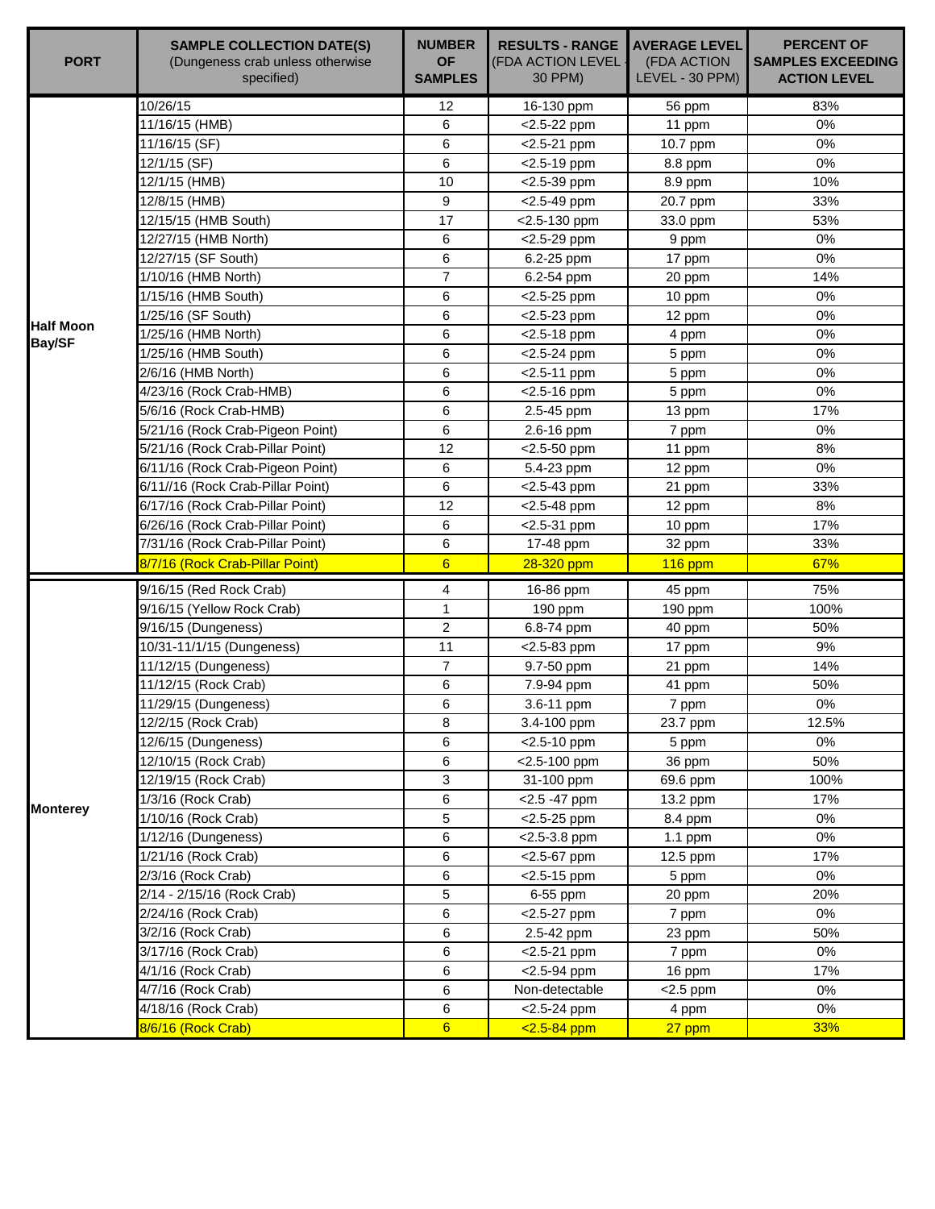| PORT | SAMPLE COLLECTION DATE(S) (Dungeness crab unless otherwise specified) | NUMBER OF SAMPLES | RESULTS - RANGE (FDA ACTION LEVEL - 30 PPM) | AVERAGE LEVEL (FDA ACTION LEVEL - 30 PPM) | PERCENT OF SAMPLES EXCEEDING ACTION LEVEL |
|---|---|---|---|---|---|
| **Half Moon Bay/SF** | 10/26/15 | 12 | 16-130 ppm | 56 ppm | 83% |
| | 11/16/15 (HMB) | 6 | <2.5-22 ppm | 11 ppm | 0% |
| | 11/16/15 (SF) | 6 | <2.5-21 ppm | 10.7 ppm | 0% |
| | 12/1/15 (SF) | 6 | <2.5-19 ppm | 8.8 ppm | 0% |
| | 12/1/15 (HMB) | 10 | <2.5-39 ppm | 8.9 ppm | 10% |
| | 12/8/15 (HMB) | 9 | <2.5-49 ppm | 20.7 ppm | 33% |
| | 12/15/15 (HMB South) | 17 | <2.5-130 ppm | 33.0 ppm | 53% |
| | 12/27/15 (HMB North) | 6 | <2.5-29 ppm | 9 ppm | 0% |
| | 12/27/15 (SF South) | 6 | 6.2-25 ppm | 17 ppm | 0% |
| | 1/10/16 (HMB North) | 7 | 6.2-54 ppm | 20 ppm | 14% |
| | 1/15/16 (HMB South) | 6 | <2.5-25 ppm | 10 ppm | 0% |
| | 1/25/16 (SF South) | 6 | <2.5-23 ppm | 12 ppm | 0% |
| | 1/25/16 (HMB North) | 6 | <2.5-18 ppm | 4 ppm | 0% |
| | 1/25/16 (HMB South) | 6 | <2.5-24 ppm | 5 ppm | 0% |
| | 2/6/16 (HMB North) | 6 | <2.5-11 ppm | 5 ppm | 0% |
| | 4/23/16 (Rock Crab-HMB) | 6 | <2.5-16 ppm | 5 ppm | 0% |
| | 5/6/16 (Rock Crab-HMB) | 6 | 2.5-45 ppm | 13 ppm | 17% |
| | 5/21/16 (Rock Crab-Pigeon Point) | 6 | 2.6-16 ppm | 7 ppm | 0% |
| | 5/21/16 (Rock Crab-Pillar Point) | 12 | <2.5-50 ppm | 11 ppm | 8% |
| | 6/11/16 (Rock Crab-Pigeon Point) | 6 | 5.4-23 ppm | 12 ppm | 0% |
| | 6/11//16 (Rock Crab-Pillar Point) | 6 | <2.5-43 ppm | 21 ppm | 33% |
| | 6/17/16 (Rock Crab-Pillar Point) | 12 | <2.5-48 ppm | 12 ppm | 8% |
| | 6/26/16 (Rock Crab-Pillar Point) | 6 | <2.5-31 ppm | 10 ppm | 17% |
| | 7/31/16 (Rock Crab-Pillar Point) | 6 | 17-48 ppm | 32 ppm | 33% |
| | 8/7/16 (Rock Crab-Pillar Point) | 6 | 28-320 ppm | 116 ppm | 67% |
| **Monterey** | 9/16/15 (Red Rock Crab) | 4 | 16-86 ppm | 45 ppm | 75% |
| | 9/16/15 (Yellow Rock Crab) | 1 | 190 ppm | 190 ppm | 100% |
| | 9/16/15 (Dungeness) | 2 | 6.8-74 ppm | 40 ppm | 50% |
| | 10/31-11/1/15 (Dungeness) | 11 | <2.5-83 ppm | 17 ppm | 9% |
| | 11/12/15 (Dungeness) | 7 | 9.7-50 ppm | 21 ppm | 14% |
| | 11/12/15 (Rock Crab) | 6 | 7.9-94 ppm | 41 ppm | 50% |
| | 11/29/15 (Dungeness) | 6 | 3.6-11 ppm | 7 ppm | 0% |
| | 12/2/15 (Rock Crab) | 8 | 3.4-100 ppm | 23.7 ppm | 12.5% |
| | 12/6/15 (Dungeness) | 6 | <2.5-10 ppm | 5 ppm | 0% |
| | 12/10/15 (Rock Crab) | 6 | <2.5-100 ppm | 36 ppm | 50% |
| | 12/19/15 (Rock Crab) | 3 | 31-100 ppm | 69.6 ppm | 100% |
| | 1/3/16 (Rock Crab) | 6 | <2.5 -47 ppm | 13.2 ppm | 17% |
| | 1/10/16 (Rock Crab) | 5 | <2.5-25 ppm | 8.4 ppm | 0% |
| | 1/12/16 (Dungeness) | 6 | <2.5-3.8 ppm | 1.1 ppm | 0% |
| | 1/21/16 (Rock Crab) | 6 | <2.5-67 ppm | 12.5 ppm | 17% |
| | 2/3/16 (Rock Crab) | 6 | <2.5-15 ppm | 5 ppm | 0% |
| | 2/14 - 2/15/16 (Rock Crab) | 5 | 6-55 ppm | 20 ppm | 20% |
| | 2/24/16 (Rock Crab) | 6 | <2.5-27 ppm | 7 ppm | 0% |
| | 3/2/16 (Rock Crab) | 6 | 2.5-42 ppm | 23 ppm | 50% |
| | 3/17/16 (Rock Crab) | 6 | <2.5-21 ppm | 7 ppm | 0% |
| | 4/1/16 (Rock Crab) | 6 | <2.5-94 ppm | 16 ppm | 17% |
| | 4/7/16 (Rock Crab) | 6 | Non-detectable | <2.5 ppm | 0% |
| | 4/18/16 (Rock Crab) | 6 | <2.5-24 ppm | 4 ppm | 0% |
| | 8/6/16 (Rock Crab) | 6 | <2.5-84 ppm | 27 ppm | 33% |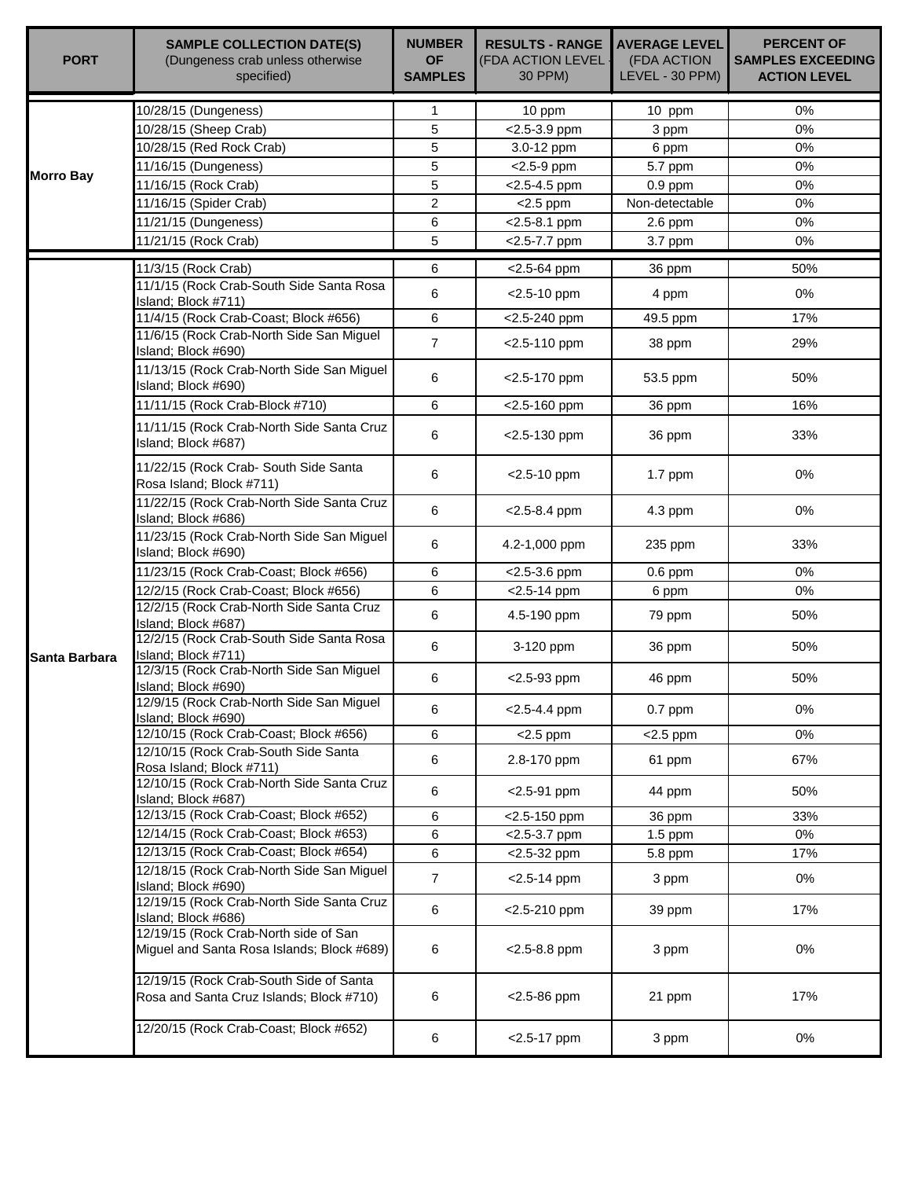| PORT | SAMPLE COLLECTION DATE(S) (Dungeness crab unless otherwise specified) | NUMBER OF SAMPLES | RESULTS - RANGE (FDA ACTION LEVEL - 30 PPM) | AVERAGE LEVEL (FDA ACTION LEVEL - 30 PPM) | PERCENT OF SAMPLES EXCEEDING ACTION LEVEL |
|---|---|---|---|---|---|
| Morro Bay | 10/28/15 (Dungeness) | 1 | 10 ppm | 10 ppm | 0% |
| | 10/28/15 (Sheep Crab) | 5 | <2.5-3.9 ppm | 3 ppm | 0% |
| | 10/28/15 (Red Rock Crab) | 5 | 3.0-12 ppm | 6 ppm | 0% |
| | 11/16/15 (Dungeness) | 5 | <2.5-9 ppm | 5.7 ppm | 0% |
| | 11/16/15 (Rock Crab) | 5 | <2.5-4.5 ppm | 0.9 ppm | 0% |
| | 11/16/15 (Spider Crab) | 2 | <2.5 ppm | Non-detectable | 0% |
| | 11/21/15 (Dungeness) | 6 | <2.5-8.1 ppm | 2.6 ppm | 0% |
| | 11/21/15 (Rock Crab) | 5 | <2.5-7.7 ppm | 3.7 ppm | 0% |
| Santa Barbara | 11/3/15 (Rock Crab) | 6 | <2.5-64 ppm | 36 ppm | 50% |
| | 11/1/15 (Rock Crab-South Side Santa Rosa Island; Block #711) | 6 | <2.5-10 ppm | 4 ppm | 0% |
| | 11/4/15 (Rock Crab-Coast; Block #656) | 6 | <2.5-240 ppm | 49.5 ppm | 17% |
| | 11/6/15 (Rock Crab-North Side San Miguel Island; Block #690) | 7 | <2.5-110 ppm | 38 ppm | 29% |
| | 11/13/15 (Rock Crab-North Side San Miguel Island; Block #690) | 6 | <2.5-170 ppm | 53.5 ppm | 50% |
| | 11/11/15 (Rock Crab-Block #710) | 6 | <2.5-160 ppm | 36 ppm | 16% |
| | 11/11/15 (Rock Crab-North Side Santa Cruz Island; Block #687) | 6 | <2.5-130 ppm | 36 ppm | 33% |
| | 11/22/15 (Rock Crab- South Side Santa Rosa Island; Block #711) | 6 | <2.5-10 ppm | 1.7 ppm | 0% |
| | 11/22/15 (Rock Crab-North Side Santa Cruz Island; Block #686) | 6 | <2.5-8.4 ppm | 4.3 ppm | 0% |
| | 11/23/15 (Rock Crab-North Side San Miguel Island; Block #690) | 6 | 4.2-1,000 ppm | 235 ppm | 33% |
| | 11/23/15 (Rock Crab-Coast; Block #656) | 6 | <2.5-3.6 ppm | 0.6 ppm | 0% |
| | 12/2/15 (Rock Crab-Coast; Block #656) | 6 | <2.5-14 ppm | 6 ppm | 0% |
| | 12/2/15 (Rock Crab-North Side Santa Cruz Island; Block #687) | 6 | 4.5-190 ppm | 79 ppm | 50% |
| | 12/2/15 (Rock Crab-South Side Santa Rosa Island; Block #711) | 6 | 3-120 ppm | 36 ppm | 50% |
| | 12/3/15 (Rock Crab-North Side San Miguel Island; Block #690) | 6 | <2.5-93 ppm | 46 ppm | 50% |
| | 12/9/15 (Rock Crab-North Side San Miguel Island; Block #690) | 6 | <2.5-4.4 ppm | 0.7 ppm | 0% |
| | 12/10/15 (Rock Crab-Coast; Block #656) | 6 | <2.5 ppm | <2.5 ppm | 0% |
| | 12/10/15 (Rock Crab-South Side Santa Rosa Island; Block #711) | 6 | 2.8-170 ppm | 61 ppm | 67% |
| | 12/10/15 (Rock Crab-North Side Santa Cruz Island; Block #687) | 6 | <2.5-91 ppm | 44 ppm | 50% |
| | 12/13/15 (Rock Crab-Coast; Block #652) | 6 | <2.5-150 ppm | 36 ppm | 33% |
| | 12/14/15 (Rock Crab-Coast; Block #653) | 6 | <2.5-3.7 ppm | 1.5 ppm | 0% |
| | 12/13/15 (Rock Crab-Coast; Block #654) | 6 | <2.5-32 ppm | 5.8 ppm | 17% |
| | 12/18/15 (Rock Crab-North Side San Miguel Island; Block #690) | 7 | <2.5-14 ppm | 3 ppm | 0% |
| | 12/19/15 (Rock Crab-North Side Santa Cruz Island; Block #686) | 6 | <2.5-210 ppm | 39 ppm | 17% |
| | 12/19/15 (Rock Crab-North side of San Miguel and Santa Rosa Islands; Block #689) | 6 | <2.5-8.8 ppm | 3 ppm | 0% |
| | 12/19/15 (Rock Crab-South Side of Santa Rosa and Santa Cruz Islands; Block #710) | 6 | <2.5-86 ppm | 21 ppm | 17% |
| | 12/20/15 (Rock Crab-Coast; Block #652) | 6 | <2.5-17 ppm | 3 ppm | 0% |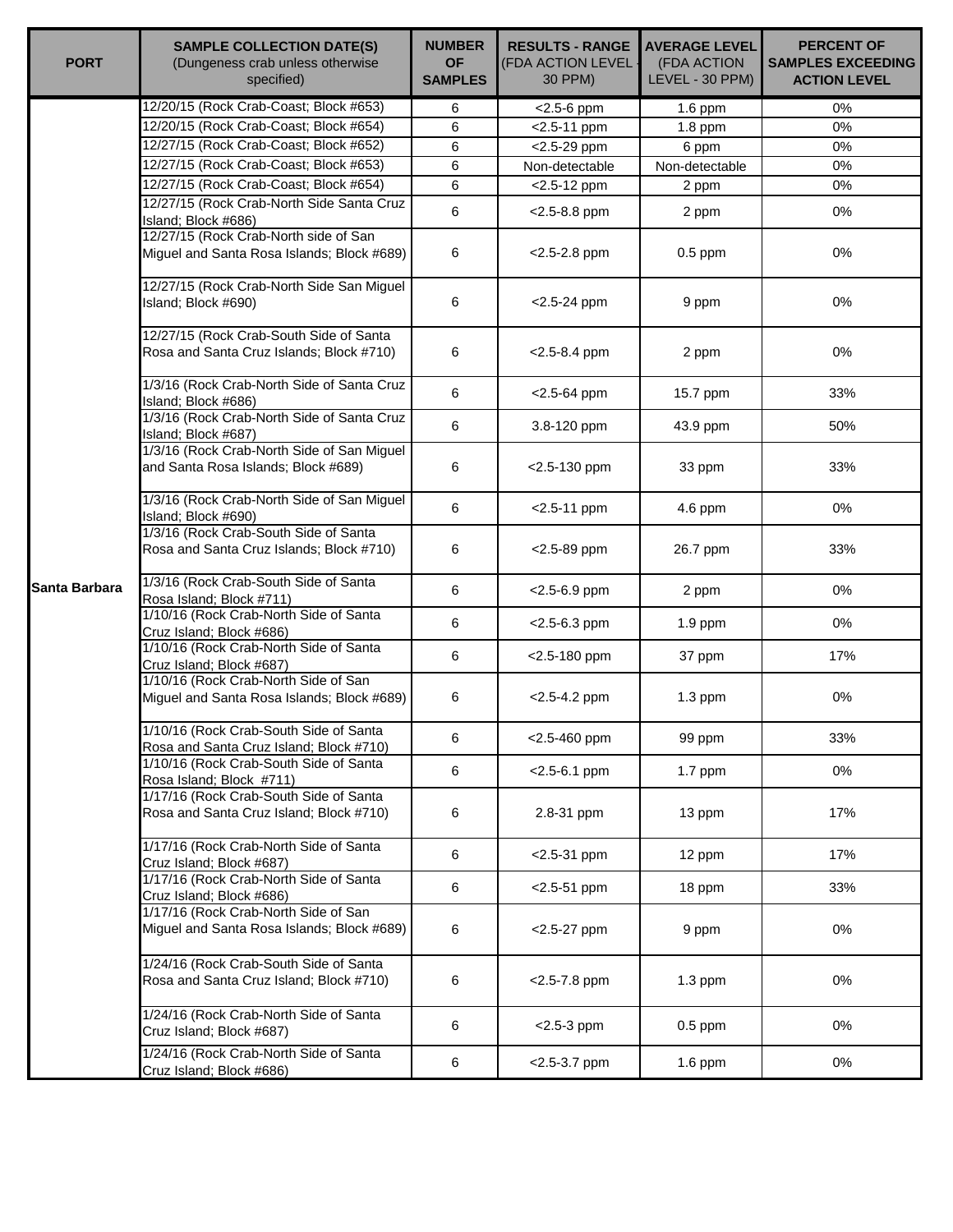| PORT | SAMPLE COLLECTION DATE(S) (Dungeness crab unless otherwise specified) | NUMBER OF SAMPLES | RESULTS - RANGE (FDA ACTION LEVEL - 30 PPM) | AVERAGE LEVEL (FDA ACTION LEVEL - 30 PPM) | PERCENT OF SAMPLES EXCEEDING ACTION LEVEL |
|---|---|---|---|---|---|
| Santa Barbara | 12/20/15 (Rock Crab-Coast; Block #653) | 6 | <2.5-6 ppm | 1.6 ppm | 0% |
| | 12/20/15 (Rock Crab-Coast; Block #654) | 6 | <2.5-11 ppm | 1.8 ppm | 0% |
| | 12/27/15 (Rock Crab-Coast; Block #652) | 6 | <2.5-29 ppm | 6 ppm | 0% |
| | 12/27/15 (Rock Crab-Coast; Block #653) | 6 | Non-detectable | Non-detectable | 0% |
| | 12/27/15 (Rock Crab-Coast; Block #654) | 6 | <2.5-12 ppm | 2 ppm | 0% |
| | 12/27/15 (Rock Crab-North Side Santa Cruz Island; Block #686) | 6 | <2.5-8.8 ppm | 2 ppm | 0% |
| | 12/27/15 (Rock Crab-North side of San Miguel and Santa Rosa Islands; Block #689) | 6 | <2.5-2.8 ppm | 0.5 ppm | 0% |
| | 12/27/15 (Rock Crab-North Side San Miguel Island; Block #690) | 6 | <2.5-24 ppm | 9 ppm | 0% |
| | 12/27/15 (Rock Crab-South Side of Santa Rosa and Santa Cruz Islands; Block #710) | 6 | <2.5-8.4 ppm | 2 ppm | 0% |
| | 1/3/16 (Rock Crab-North Side of Santa Cruz Island; Block #686) | 6 | <2.5-64 ppm | 15.7 ppm | 33% |
| | 1/3/16 (Rock Crab-North Side of Santa Cruz Island; Block #687) | 6 | 3.8-120 ppm | 43.9 ppm | 50% |
| | 1/3/16 (Rock Crab-North Side of San Miguel and Santa Rosa Islands; Block #689) | 6 | <2.5-130 ppm | 33 ppm | 33% |
| | 1/3/16 (Rock Crab-North Side of San Miguel Island; Block #690) | 6 | <2.5-11 ppm | 4.6 ppm | 0% |
| | 1/3/16 (Rock Crab-South Side of Santa Rosa and Santa Cruz Islands; Block #710) | 6 | <2.5-89 ppm | 26.7 ppm | 33% |
| | 1/3/16 (Rock Crab-South Side of Santa Rosa Island; Block #711) | 6 | <2.5-6.9 ppm | 2 ppm | 0% |
| | 1/10/16 (Rock Crab-North Side of Santa Cruz Island; Block #686) | 6 | <2.5-6.3 ppm | 1.9 ppm | 0% |
| | 1/10/16 (Rock Crab-North Side of Santa Cruz Island; Block #687) | 6 | <2.5-180 ppm | 37 ppm | 17% |
| | 1/10/16 (Rock Crab-North Side of San Miguel and Santa Rosa Islands; Block #689) | 6 | <2.5-4.2 ppm | 1.3 ppm | 0% |
| | 1/10/16 (Rock Crab-South Side of Santa Rosa and Santa Cruz Island; Block #710) | 6 | <2.5-460 ppm | 99 ppm | 33% |
| | 1/10/16 (Rock Crab-South Side of Santa Rosa Island; Block #711) | 6 | <2.5-6.1 ppm | 1.7 ppm | 0% |
| | 1/17/16 (Rock Crab-South Side of Santa Rosa and Santa Cruz Island; Block #710) | 6 | 2.8-31 ppm | 13 ppm | 17% |
| | 1/17/16 (Rock Crab-North Side of Santa Cruz Island; Block #687) | 6 | <2.5-31 ppm | 12 ppm | 17% |
| | 1/17/16 (Rock Crab-North Side of Santa Cruz Island; Block #686) | 6 | <2.5-51 ppm | 18 ppm | 33% |
| | 1/17/16 (Rock Crab-North Side of San Miguel and Santa Rosa Islands; Block #689) | 6 | <2.5-27 ppm | 9 ppm | 0% |
| | 1/24/16 (Rock Crab-South Side of Santa Rosa and Santa Cruz Island; Block #710) | 6 | <2.5-7.8 ppm | 1.3 ppm | 0% |
| | 1/24/16 (Rock Crab-North Side of Santa Cruz Island; Block #687) | 6 | <2.5-3 ppm | 0.5 ppm | 0% |
| | 1/24/16 (Rock Crab-North Side of Santa Cruz Island; Block #686) | 6 | <2.5-3.7 ppm | 1.6 ppm | 0% |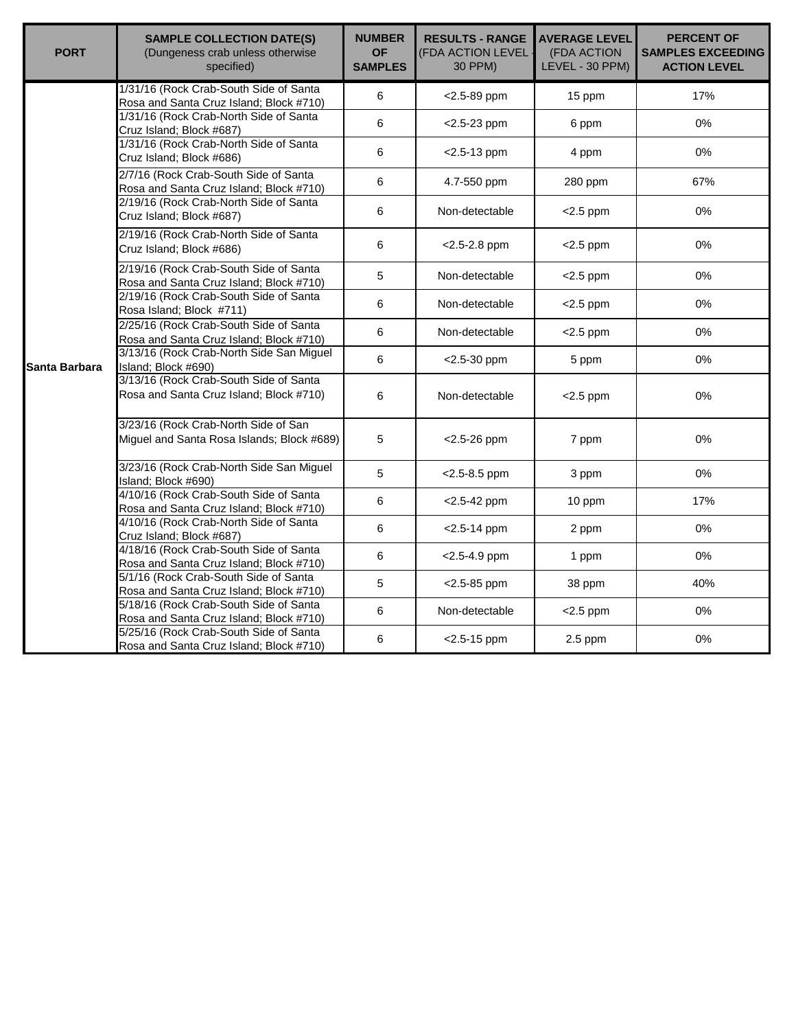| PORT | SAMPLE COLLECTION DATE(S) (Dungeness crab unless otherwise specified) | NUMBER OF SAMPLES | RESULTS - RANGE (FDA ACTION LEVEL - 30 PPM) | AVERAGE LEVEL (FDA ACTION LEVEL - 30 PPM) | PERCENT OF SAMPLES EXCEEDING ACTION LEVEL |
|---|---|---|---|---|---|
| Santa Barbara | 1/31/16 (Rock Crab-South Side of Santa Rosa and Santa Cruz Island; Block #710) | 6 | <2.5-89 ppm | 15 ppm | 17% |
| | 1/31/16 (Rock Crab-North Side of Santa Cruz Island; Block #687) | 6 | <2.5-23 ppm | 6 ppm | 0% |
| | 1/31/16 (Rock Crab-North Side of Santa Cruz Island; Block #686) | 6 | <2.5-13 ppm | 4 ppm | 0% |
| | 2/7/16 (Rock Crab-South Side of Santa Rosa and Santa Cruz Island; Block #710) | 6 | 4.7-550 ppm | 280 ppm | 67% |
| | 2/19/16 (Rock Crab-North Side of Santa Cruz Island; Block #687) | 6 | Non-detectable | <2.5 ppm | 0% |
| | 2/19/16 (Rock Crab-North Side of Santa Cruz Island; Block #686) | 6 | <2.5-2.8 ppm | <2.5 ppm | 0% |
| | 2/19/16 (Rock Crab-South Side of Santa Rosa and Santa Cruz Island; Block #710) | 5 | Non-detectable | <2.5 ppm | 0% |
| | 2/19/16 (Rock Crab-South Side of Santa Rosa Island; Block #711) | 6 | Non-detectable | <2.5 ppm | 0% |
| | 2/25/16 (Rock Crab-South Side of Santa Rosa and Santa Cruz Island; Block #710) | 6 | Non-detectable | <2.5 ppm | 0% |
| | 3/13/16 (Rock Crab-North Side San Miguel Island; Block #690) | 6 | <2.5-30 ppm | 5 ppm | 0% |
| | 3/13/16 (Rock Crab-South Side of Santa Rosa and Santa Cruz Island; Block #710) | 6 | Non-detectable | <2.5 ppm | 0% |
| | 3/23/16 (Rock Crab-North Side of San Miguel and Santa Rosa Islands; Block #689) | 5 | <2.5-26 ppm | 7 ppm | 0% |
| | 3/23/16 (Rock Crab-North Side San Miguel Island; Block #690) | 5 | <2.5-8.5 ppm | 3 ppm | 0% |
| | 4/10/16 (Rock Crab-South Side of Santa Rosa and Santa Cruz Island; Block #710) | 6 | <2.5-42 ppm | 10 ppm | 17% |
| | 4/10/16 (Rock Crab-North Side of Santa Cruz Island; Block #687) | 6 | <2.5-14 ppm | 2 ppm | 0% |
| | 4/18/16 (Rock Crab-South Side of Santa Rosa and Santa Cruz Island; Block #710) | 6 | <2.5-4.9 ppm | 1 ppm | 0% |
| | 5/1/16 (Rock Crab-South Side of Santa Rosa and Santa Cruz Island; Block #710) | 5 | <2.5-85 ppm | 38 ppm | 40% |
| | 5/18/16 (Rock Crab-South Side of Santa Rosa and Santa Cruz Island; Block #710) | 6 | Non-detectable | <2.5 ppm | 0% |
| | 5/25/16 (Rock Crab-South Side of Santa Rosa and Santa Cruz Island; Block #710) | 6 | <2.5-15 ppm | 2.5 ppm | 0% |